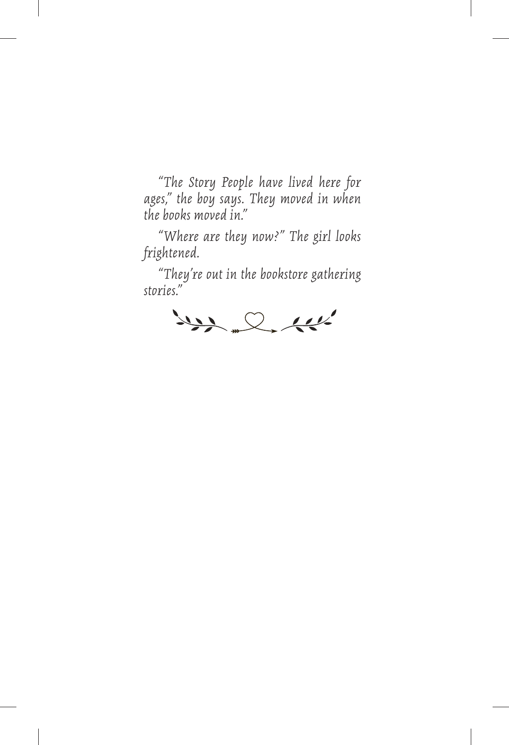*"The Story People have lived here for ages," the boy says. They moved in when the books moved in."*

*"Where are they now?" The girl looks frightened.*

*"They're out in the bookstore gathering stories."*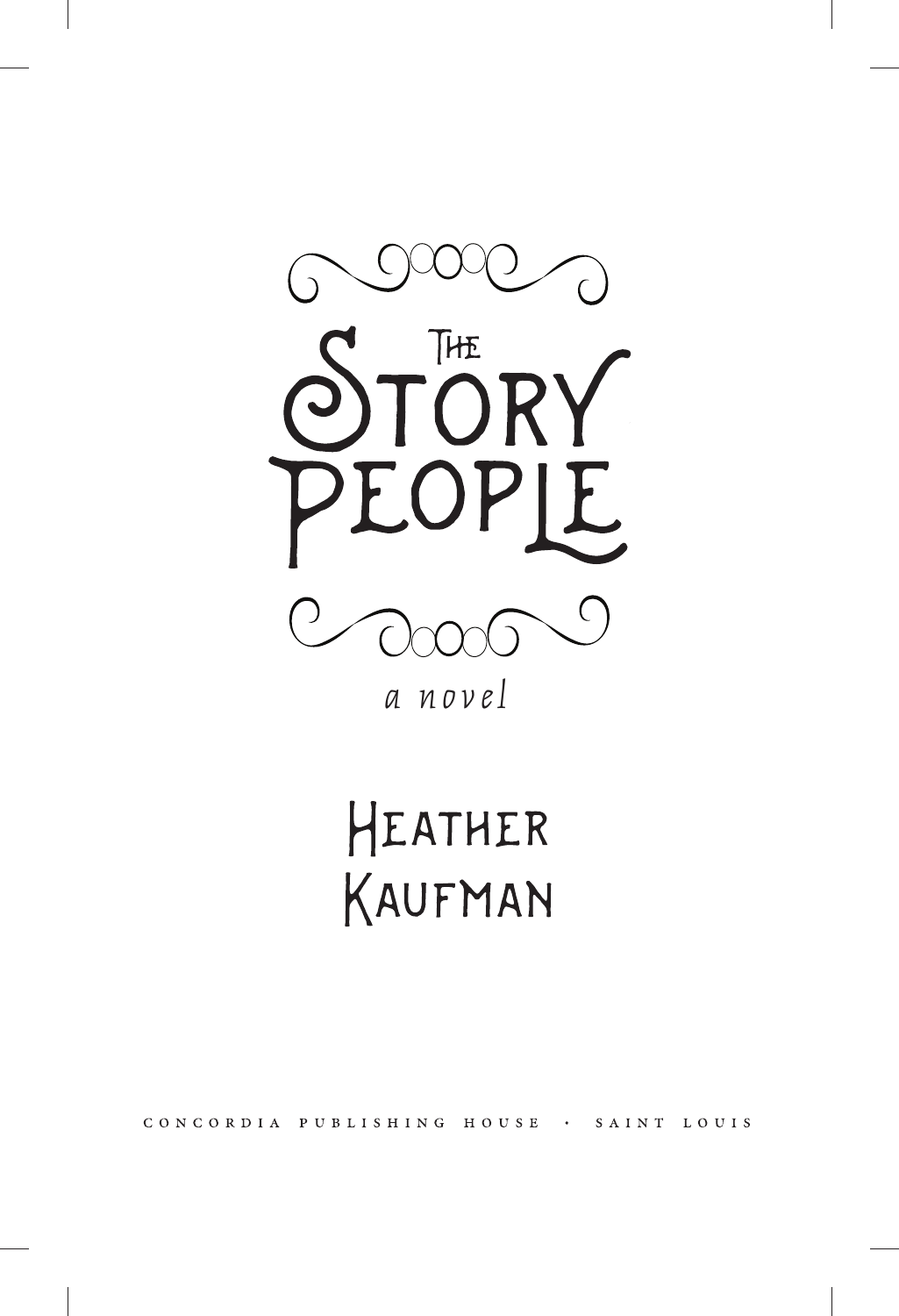# The Story People

*a novel*

## Heather Kaufman

CONCORDIA PUBLISHING HOUSE · SAINT LOUIS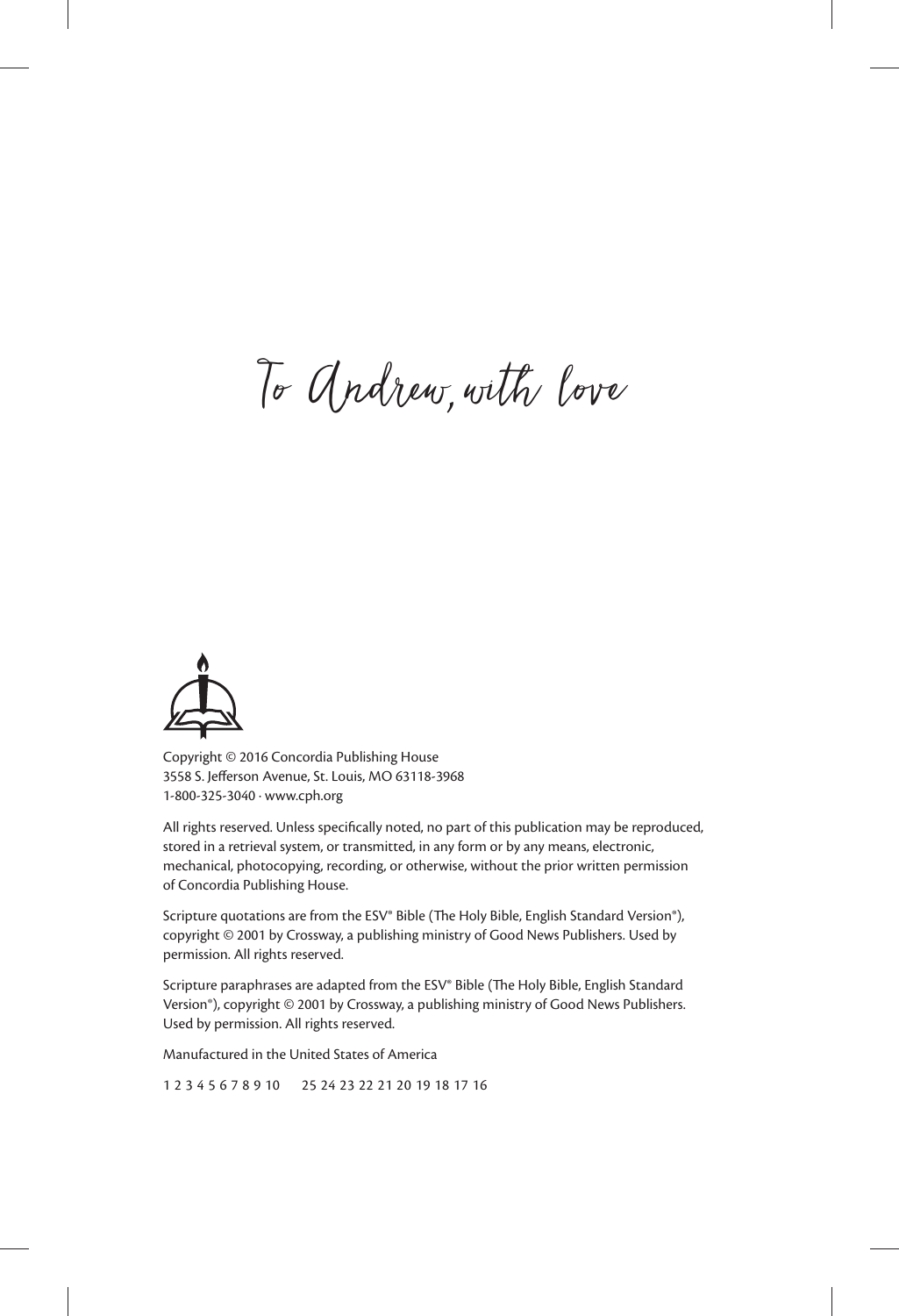To Andrew, with love

Copyright © 2016 Concordia Publishing House
3558 S. Jefferson Avenue, St. Louis, MO 63118-3968
1-800-325-3040 · www.cph.org

All rights reserved. Unless specifically noted, no part of this publication may be reproduced, stored in a retrieval system, or transmitted, in any form or by any means, electronic, mechanical, photocopying, recording, or otherwise, without the prior written permission of Concordia Publishing House.

Scripture quotations are from the ESV® Bible (The Holy Bible, English Standard Version®), copyright © 2001 by Crossway, a publishing ministry of Good News Publishers. Used by permission. All rights reserved.

Scripture paraphrases are adapted from the ESV® Bible (The Holy Bible, English Standard Version®), copyright © 2001 by Crossway, a publishing ministry of Good News Publishers. Used by permission. All rights reserved.

Manufactured in the United States of America

1 2 3 4 5 6 7 8 9 10     25 24 23 22 21 20 19 18 17 16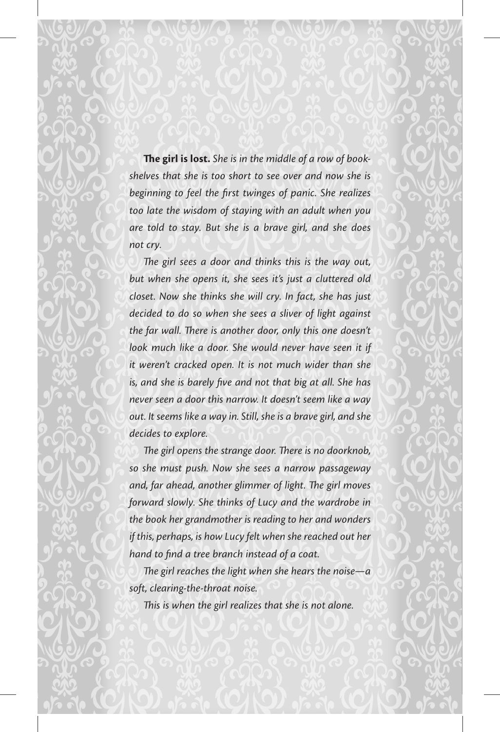**The girl is lost.** *She is in the middle of a row of bookshelves that she is too short to see over and now she is beginning to feel the first twinges of panic. She realizes too late the wisdom of staying with an adult when you are told to stay. But she is a brave girl, and she does not cry.*

*The girl sees a door and thinks this is the way out, but when she opens it, she sees it's just a cluttered old closet. Now she thinks she will cry. In fact, she has just decided to do so when she sees a sliver of light against the far wall. There is another door, only this one doesn't look much like a door. She would never have seen it if it weren't cracked open. It is not much wider than she is, and she is barely five and not that big at all. She has never seen a door this narrow. It doesn't seem like a way out. It seems like a way in. Still, she is a brave girl, and she decides to explore.*

*The girl opens the strange door. There is no doorknob, so she must push. Now she sees a narrow passageway and, far ahead, another glimmer of light. The girl moves forward slowly. She thinks of Lucy and the wardrobe in the book her grandmother is reading to her and wonders if this, perhaps, is how Lucy felt when she reached out her hand to find a tree branch instead of a coat.*

*The girl reaches the light when she hears the noise—a soft, clearing-the-throat noise.*

*This is when the girl realizes that she is not alone.*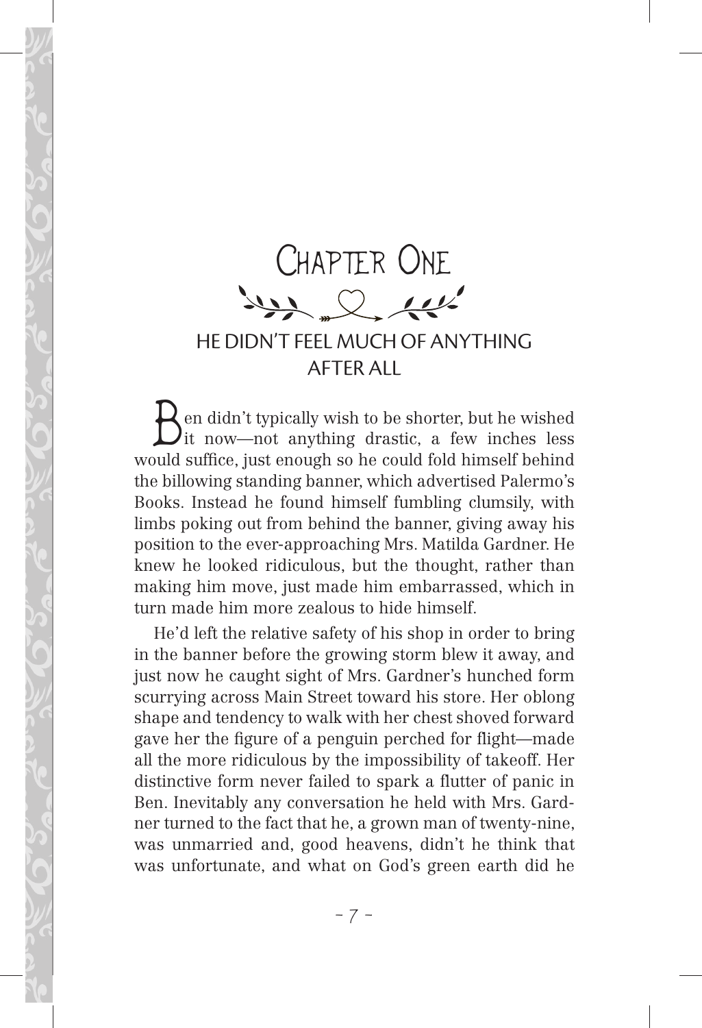# Chapter One

## He Didn't Feel Much of Anything After All

Ben didn't typically wish to be shorter, but he wished it now—not anything drastic, a few inches less would suffice, just enough so he could fold himself behind the billowing standing banner, which advertised Palermo's Books. Instead he found himself fumbling clumsily, with limbs poking out from behind the banner, giving away his position to the ever-approaching Mrs. Matilda Gardner. He knew he looked ridiculous, but the thought, rather than making him move, just made him embarrassed, which in turn made him more zealous to hide himself.

He'd left the relative safety of his shop in order to bring in the banner before the growing storm blew it away, and just now he caught sight of Mrs. Gardner's hunched form scurrying across Main Street toward his store. Her oblong shape and tendency to walk with her chest shoved forward gave her the figure of a penguin perched for flight—made all the more ridiculous by the impossibility of takeoff. Her distinctive form never failed to spark a flutter of panic in Ben. Inevitably any conversation he held with Mrs. Gardner turned to the fact that he, a grown man of twenty-nine, was unmarried and, good heavens, didn't he think that was unfortunate, and what on God's green earth did he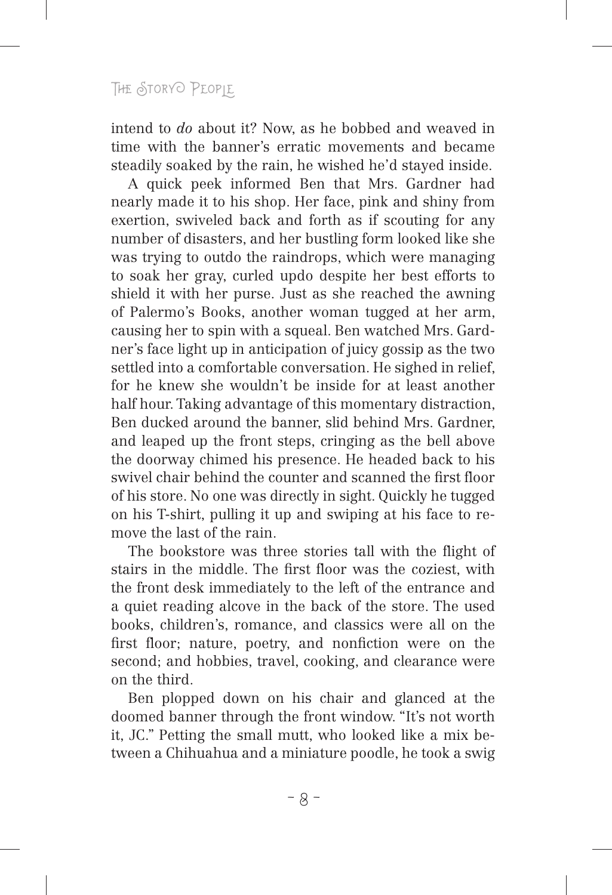intend to *do* about it? Now, as he bobbed and weaved in time with the banner's erratic movements and became steadily soaked by the rain, he wished he'd stayed inside.

A quick peek informed Ben that Mrs. Gardner had nearly made it to his shop. Her face, pink and shiny from exertion, swiveled back and forth as if scouting for any number of disasters, and her bustling form looked like she was trying to outdo the raindrops, which were managing to soak her gray, curled updo despite her best efforts to shield it with her purse. Just as she reached the awning of Palermo's Books, another woman tugged at her arm, causing her to spin with a squeal. Ben watched Mrs. Gardner's face light up in anticipation of juicy gossip as the two settled into a comfortable conversation. He sighed in relief, for he knew she wouldn't be inside for at least another half hour. Taking advantage of this momentary distraction, Ben ducked around the banner, slid behind Mrs. Gardner, and leaped up the front steps, cringing as the bell above the doorway chimed his presence. He headed back to his swivel chair behind the counter and scanned the first floor of his store. No one was directly in sight. Quickly he tugged on his T-shirt, pulling it up and swiping at his face to remove the last of the rain.

The bookstore was three stories tall with the flight of stairs in the middle. The first floor was the coziest, with the front desk immediately to the left of the entrance and a quiet reading alcove in the back of the store. The used books, children's, romance, and classics were all on the first floor; nature, poetry, and nonfiction were on the second; and hobbies, travel, cooking, and clearance were on the third.

Ben plopped down on his chair and glanced at the doomed banner through the front window. "It's not worth it, JC." Petting the small mutt, who looked like a mix between a Chihuahua and a miniature poodle, he took a swig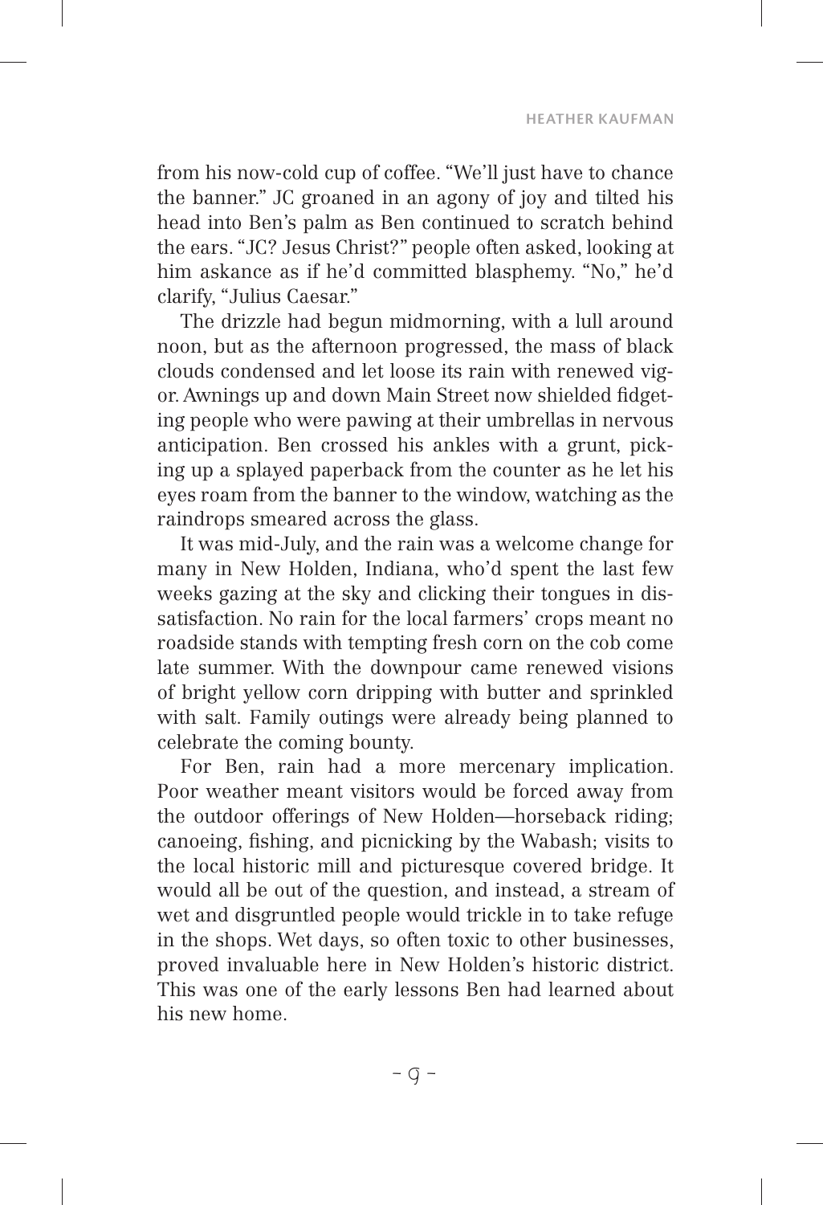from his now-cold cup of coffee. "We'll just have to chance the banner." JC groaned in an agony of joy and tilted his head into Ben's palm as Ben continued to scratch behind the ears. "JC? Jesus Christ?" people often asked, looking at him askance as if he'd committed blasphemy. "No," he'd clarify, "Julius Caesar."

The drizzle had begun midmorning, with a lull around noon, but as the afternoon progressed, the mass of black clouds condensed and let loose its rain with renewed vigor. Awnings up and down Main Street now shielded fidgeting people who were pawing at their umbrellas in nervous anticipation. Ben crossed his ankles with a grunt, picking up a splayed paperback from the counter as he let his eyes roam from the banner to the window, watching as the raindrops smeared across the glass.

It was mid-July, and the rain was a welcome change for many in New Holden, Indiana, who'd spent the last few weeks gazing at the sky and clicking their tongues in dissatisfaction. No rain for the local farmers' crops meant no roadside stands with tempting fresh corn on the cob come late summer. With the downpour came renewed visions of bright yellow corn dripping with butter and sprinkled with salt. Family outings were already being planned to celebrate the coming bounty.

For Ben, rain had a more mercenary implication. Poor weather meant visitors would be forced away from the outdoor offerings of New Holden—horseback riding; canoeing, fishing, and picnicking by the Wabash; visits to the local historic mill and picturesque covered bridge. It would all be out of the question, and instead, a stream of wet and disgruntled people would trickle in to take refuge in the shops. Wet days, so often toxic to other businesses, proved invaluable here in New Holden's historic district. This was one of the early lessons Ben had learned about his new home.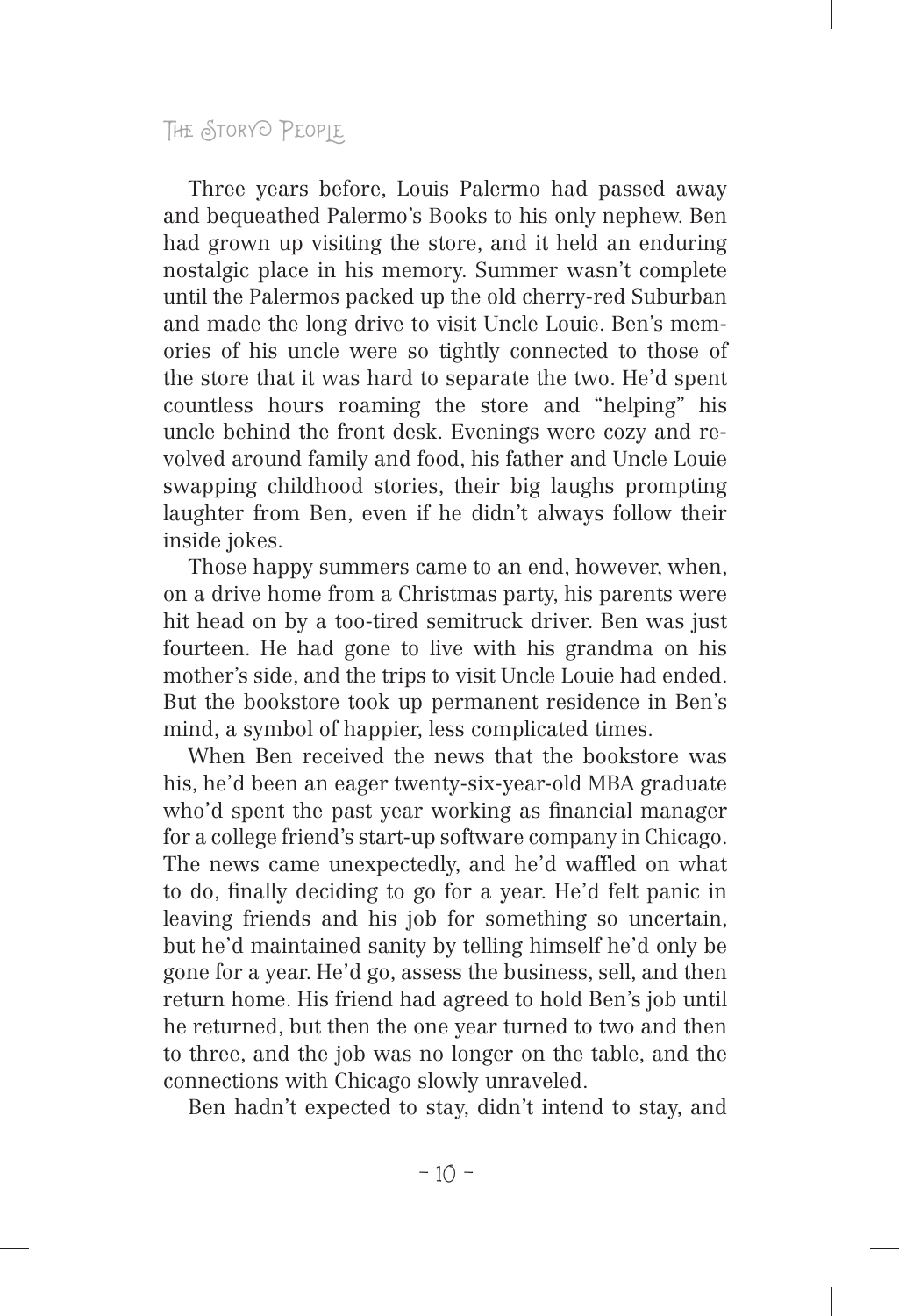Three years before, Louis Palermo had passed away and bequeathed Palermo's Books to his only nephew. Ben had grown up visiting the store, and it held an enduring nostalgic place in his memory. Summer wasn't complete until the Palermos packed up the old cherry-red Suburban and made the long drive to visit Uncle Louie. Ben's memories of his uncle were so tightly connected to those of the store that it was hard to separate the two. He'd spent countless hours roaming the store and "helping" his uncle behind the front desk. Evenings were cozy and revolved around family and food, his father and Uncle Louie swapping childhood stories, their big laughs prompting laughter from Ben, even if he didn't always follow their inside jokes.

Those happy summers came to an end, however, when, on a drive home from a Christmas party, his parents were hit head on by a too-tired semitruck driver. Ben was just fourteen. He had gone to live with his grandma on his mother's side, and the trips to visit Uncle Louie had ended. But the bookstore took up permanent residence in Ben's mind, a symbol of happier, less complicated times.

When Ben received the news that the bookstore was his, he'd been an eager twenty-six-year-old MBA graduate who'd spent the past year working as financial manager for a college friend's start-up software company in Chicago. The news came unexpectedly, and he'd waffled on what to do, finally deciding to go for a year. He'd felt panic in leaving friends and his job for something so uncertain, but he'd maintained sanity by telling himself he'd only be gone for a year. He'd go, assess the business, sell, and then return home. His friend had agreed to hold Ben's job until he returned, but then the one year turned to two and then to three, and the job was no longer on the table, and the connections with Chicago slowly unraveled.

Ben hadn't expected to stay, didn't intend to stay, and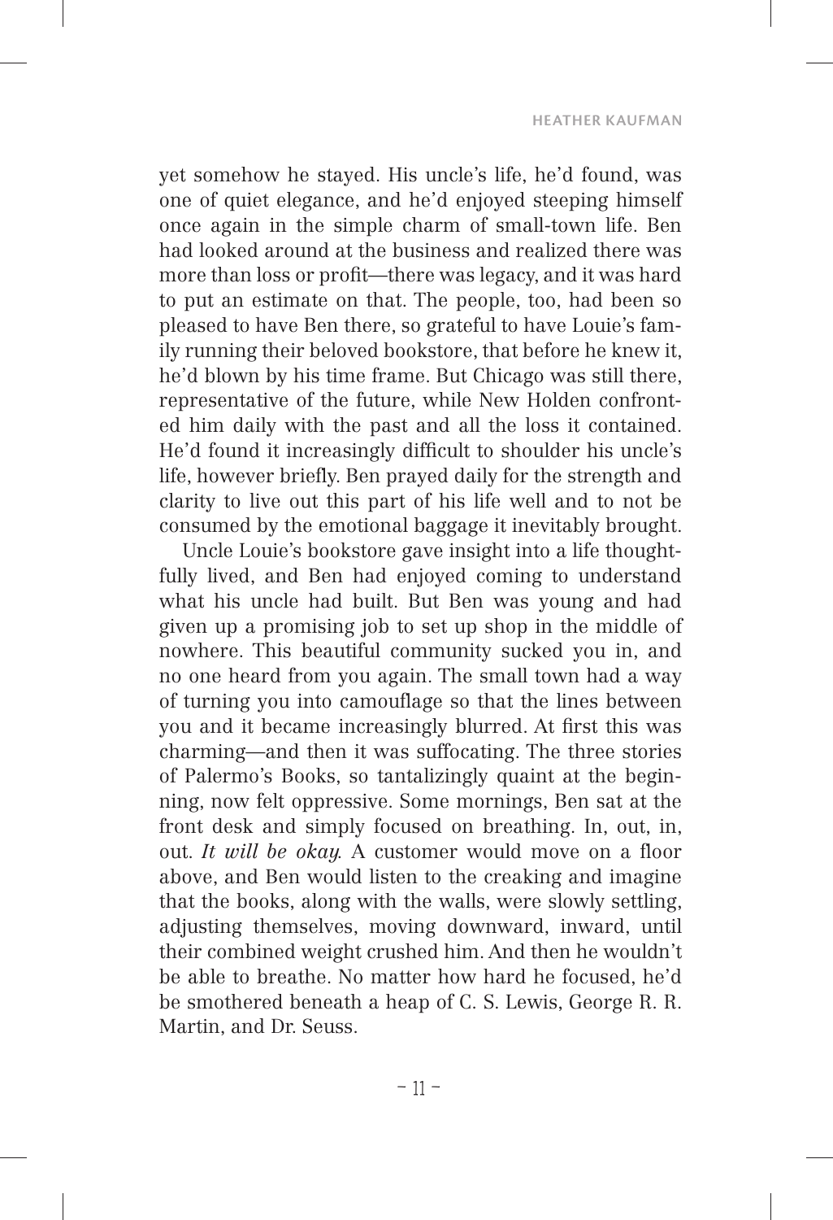yet somehow he stayed. His uncle's life, he'd found, was one of quiet elegance, and he'd enjoyed steeping himself once again in the simple charm of small-town life. Ben had looked around at the business and realized there was more than loss or profit—there was legacy, and it was hard to put an estimate on that. The people, too, had been so pleased to have Ben there, so grateful to have Louie's family running their beloved bookstore, that before he knew it, he'd blown by his time frame. But Chicago was still there, representative of the future, while New Holden confronted him daily with the past and all the loss it contained. He'd found it increasingly difficult to shoulder his uncle's life, however briefly. Ben prayed daily for the strength and clarity to live out this part of his life well and to not be consumed by the emotional baggage it inevitably brought.

Uncle Louie's bookstore gave insight into a life thoughtfully lived, and Ben had enjoyed coming to understand what his uncle had built. But Ben was young and had given up a promising job to set up shop in the middle of nowhere. This beautiful community sucked you in, and no one heard from you again. The small town had a way of turning you into camouflage so that the lines between you and it became increasingly blurred. At first this was charming—and then it was suffocating. The three stories of Palermo's Books, so tantalizingly quaint at the beginning, now felt oppressive. Some mornings, Ben sat at the front desk and simply focused on breathing. In, out, in, out. *It will be okay*. A customer would move on a floor above, and Ben would listen to the creaking and imagine that the books, along with the walls, were slowly settling, adjusting themselves, moving downward, inward, until their combined weight crushed him. And then he wouldn't be able to breathe. No matter how hard he focused, he'd be smothered beneath a heap of C. S. Lewis, George R. R. Martin, and Dr. Seuss.